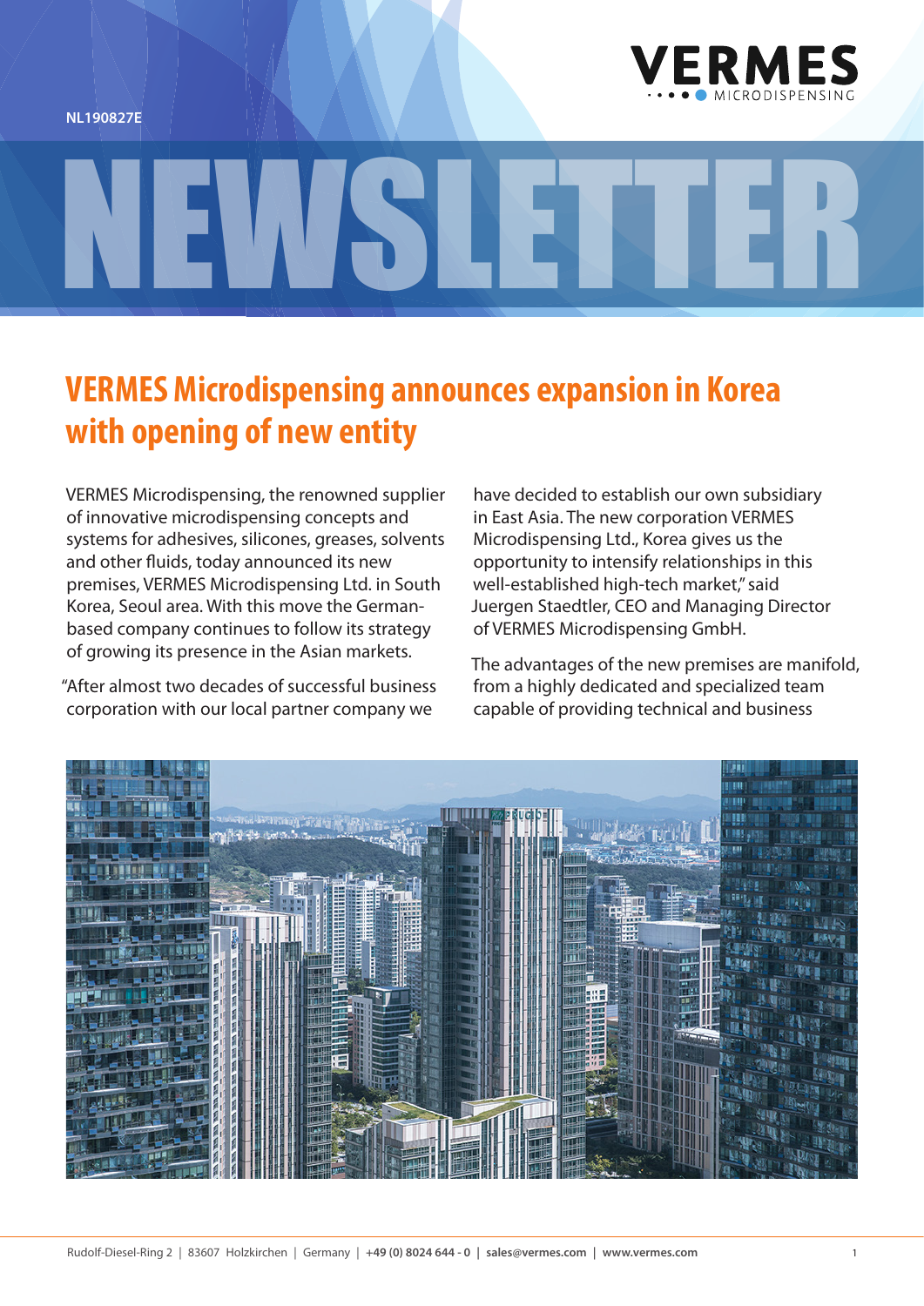NL190827E

# NEWSLETTER

## VERMES Microdispensing announces expansion in Korea with opening of new entity

VERMES Microdispensing, the renowned supplier of innovative microdispensing concepts and systems for adhesives, silicones, greases, solvents and other fluids, today announced its new premises, VERMES Microdispensing Ltd. in South Korea, Seoul area. With this move the German-based company continues to follow its strategy of growing its presence in the Asian markets.

"After almost two decades of successful business corporation with our local partner company we have decided to establish our own subsidiary in East Asia. The new corporation VERMES Microdispensing Ltd., Korea gives us the opportunity to intensify relationships in this well-established high-tech market," said Juergen Staedtler, CEO and Managing Director of VERMES Microdispensing GmbH.

The advantages of the new premises are manifold, from a highly dedicated and specialized team capable of providing technical and business

Rudolf-Diesel-Ring 2 | 83607 Holzkirchen | Germany | **+49 (0) 8024 644 - 0** | **sales@vermes.com** | **www.vermes.com**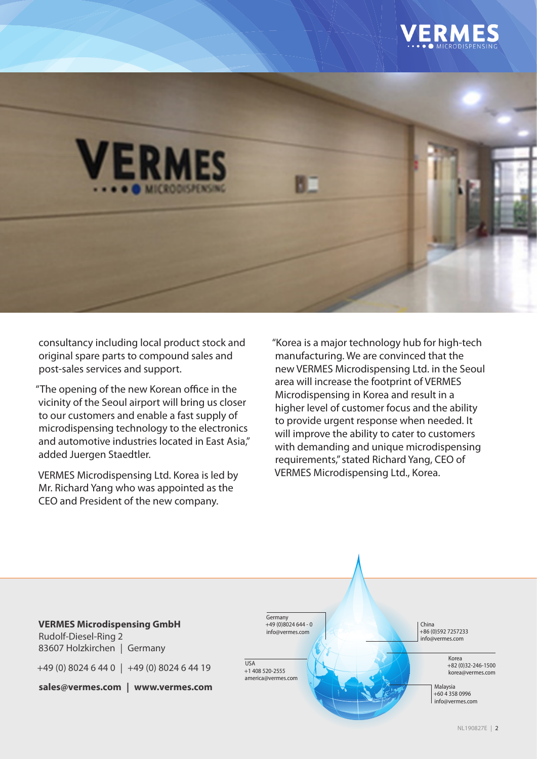consultancy including local product stock and original spare parts to compound sales and post-sales services and support.

"The opening of the new Korean office in the vicinity of the Seoul airport will bring us closer to our customers and enable a fast supply of microdispensing technology to the electronics and automotive industries located in East Asia," added Juergen Staedtler.

VERMES Microdispensing Ltd. Korea is led by Mr. Richard Yang who was appointed as the CEO and President of the new company.

"Korea is a major technology hub for high-tech manufacturing. We are convinced that the new VERMES Microdispensing Ltd. in the Seoul area will increase the footprint of VERMES Microdispensing in Korea and result in a higher level of customer focus and the ability to provide urgent response when needed. It will improve the ability to cater to customers with demanding and unique microdispensing requirements," stated Richard Yang, CEO of VERMES Microdispensing Ltd., Korea.

**VERMES Microdispensing GmbH**
Rudolf-Diesel-Ring 2
83607 Holzkirchen | Germany

+49 (0) 8024 6 44 0 | +49 (0) 8024 6 44 19

**sales@vermes.com | www.vermes.com**

Germany
+49 (0)8024 644 - 0
info@vermes.com

USA
+1 408 520-2555
america@vermes.com

China
+86 (0)592 7257233
info@vermes.com

Korea
+82 (0)32-246-1500
korea@vermes.com

Malaysia
+60 4 358 0996
info@vermes.com

NL190827E